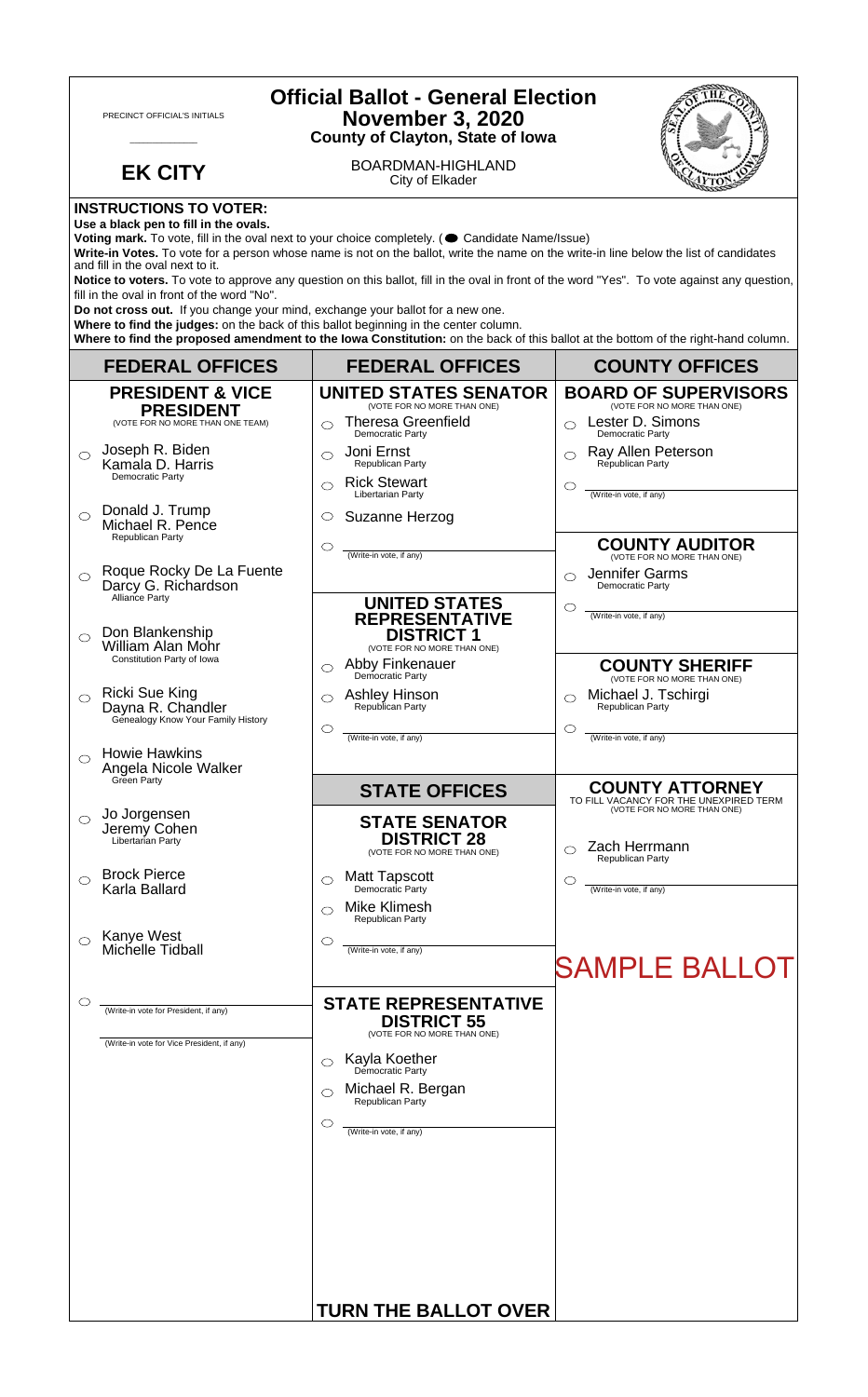PRECINCT OFFICIAL'S INITIALS

___________

# Official Ballot - General Election
## November 3, 2020
**County of Clayton, State of Iowa**

**EK CITY**

BOARDMAN-HIGHLAND
City of Elkader

**INSTRUCTIONS TO VOTER:**
**Use a black pen to fill in the ovals.**
**Voting mark.** To vote, fill in the oval next to your choice completely. (● Candidate Name/Issue)
**Write-in Votes.** To vote for a person whose name is not on the ballot, write the name on the write-in line below the list of candidates and fill in the oval next to it.
**Notice to voters.** To vote to approve any question on this ballot, fill in the oval in front of the word "Yes". To vote against any question, fill in the oval in front of the word "No".
**Do not cross out.** If you change your mind, exchange your ballot for a new one.
**Where to find the judges:** on the back of this ballot beginning in the center column.
**Where to find the proposed amendment to the Iowa Constitution:** on the back of this ballot at the bottom of the right-hand column.

## FEDERAL OFFICES

### PRESIDENT & VICE PRESIDENT
(VOTE FOR NO MORE THAN ONE TEAM)

- ○ Joseph R. Biden / Kamala D. Harris — Democratic Party
- ○ Donald J. Trump / Michael R. Pence — Republican Party
- ○ Roque Rocky De La Fuente / Darcy G. Richardson — Alliance Party
- ○ Don Blankenship / William Alan Mohr — Constitution Party of Iowa
- ○ Ricki Sue King / Dayna R. Chandler — Genealogy Know Your Family History
- ○ Howie Hawkins / Angela Nicole Walker — Green Party
- ○ Jo Jorgensen / Jeremy Cohen — Libertarian Party
- ○ Brock Pierce / Karla Ballard
- ○ Kanye West / Michelle Tidball
- ○ ________ (Write-in vote for President, if any)
  ________ (Write-in vote for Vice President, if any)

## FEDERAL OFFICES

### UNITED STATES SENATOR
(VOTE FOR NO MORE THAN ONE)

- ○ Theresa Greenfield — Democratic Party
- ○ Joni Ernst — Republican Party
- ○ Rick Stewart — Libertarian Party
- ○ Suzanne Herzog
- ○ ________ (Write-in vote, if any)

### UNITED STATES REPRESENTATIVE DISTRICT 1
(VOTE FOR NO MORE THAN ONE)

- ○ Abby Finkenauer — Democratic Party
- ○ Ashley Hinson — Republican Party
- ○ ________ (Write-in vote, if any)

## STATE OFFICES

### STATE SENATOR DISTRICT 28
(VOTE FOR NO MORE THAN ONE)

- ○ Matt Tapscott — Democratic Party
- ○ Mike Klimesh — Republican Party
- ○ ________ (Write-in vote, if any)

### STATE REPRESENTATIVE DISTRICT 55
(VOTE FOR NO MORE THAN ONE)

- ○ Kayla Koether — Democratic Party
- ○ Michael R. Bergan — Republican Party
- ○ ________ (Write-in vote, if any)

**TURN THE BALLOT OVER**

## COUNTY OFFICES

### BOARD OF SUPERVISORS
(VOTE FOR NO MORE THAN ONE)

- ○ Lester D. Simons — Democratic Party
- ○ Ray Allen Peterson — Republican Party
- ○ ________ (Write-in vote, if any)

### COUNTY AUDITOR
(VOTE FOR NO MORE THAN ONE)

- ○ Jennifer Garms — Democratic Party
- ○ ________ (Write-in vote, if any)

### COUNTY SHERIFF
(VOTE FOR NO MORE THAN ONE)

- ○ Michael J. Tschirgi — Republican Party
- ○ ________ (Write-in vote, if any)

### COUNTY ATTORNEY
TO FILL VACANCY FOR THE UNEXPIRED TERM
(VOTE FOR NO MORE THAN ONE)

- ○ Zach Herrmann — Republican Party
- ○ ________ (Write-in vote, if any)

SAMPLE BALLOT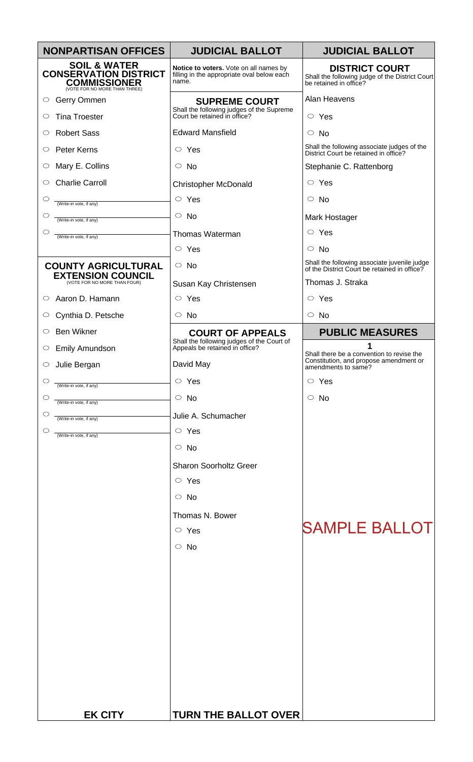## NONPARTISAN OFFICES

### SOIL & WATER CONSERVATION DISTRICT COMMISSIONER
(VOTE FOR NO MORE THAN THREE)

- ○ Gerry Ommen
- ○ Tina Troester
- ○ Robert Sass
- ○ Peter Kerns
- ○ Mary E. Collins
- ○ Charlie Carroll
- ○ ____________ (Write-in vote, if any)
- ○ ____________ (Write-in vote, if any)
- ○ ____________ (Write-in vote, if any)

### COUNTY AGRICULTURAL EXTENSION COUNCIL
(VOTE FOR NO MORE THAN FOUR)

- ○ Aaron D. Hamann
- ○ Cynthia D. Petsche
- ○ Ben Wikner
- ○ Emily Amundson
- ○ Julie Bergan
- ○ ____________ (Write-in vote, if any)
- ○ ____________ (Write-in vote, if any)
- ○ ____________ (Write-in vote, if any)
- ○ ____________ (Write-in vote, if any)

## JUDICIAL BALLOT

**Notice to voters.** Vote on all names by filling in the appropriate oval below each name.

### SUPREME COURT
Shall the following judges of the Supreme Court be retained in office?

Edward Mansfield
- ○ Yes
- ○ No

Christopher McDonald
- ○ Yes
- ○ No

Thomas Waterman
- ○ Yes
- ○ No

Susan Kay Christensen
- ○ Yes
- ○ No

### COURT OF APPEALS
Shall the following judges of the Court of Appeals be retained in office?

David May
- ○ Yes
- ○ No

Julie A. Schumacher
- ○ Yes
- ○ No

Sharon Soorholtz Greer
- ○ Yes
- ○ No

Thomas N. Bower
- ○ Yes
- ○ No

## JUDICIAL BALLOT

### DISTRICT COURT
Shall the following judge of the District Court be retained in office?

Alan Heavens
- ○ Yes
- ○ No

Shall the following associate judges of the District Court be retained in office?

Stephanie C. Rattenborg
- ○ Yes
- ○ No

Mark Hostager
- ○ Yes
- ○ No

Shall the following associate juvenile judge of the District Court be retained in office?

Thomas J. Straka
- ○ Yes
- ○ No

## PUBLIC MEASURES

**1**

Shall there be a convention to revise the Constitution, and propose amendment or amendments to same?

- ○ Yes
- ○ No

SAMPLE BALLOT

EK CITY

TURN THE BALLOT OVER